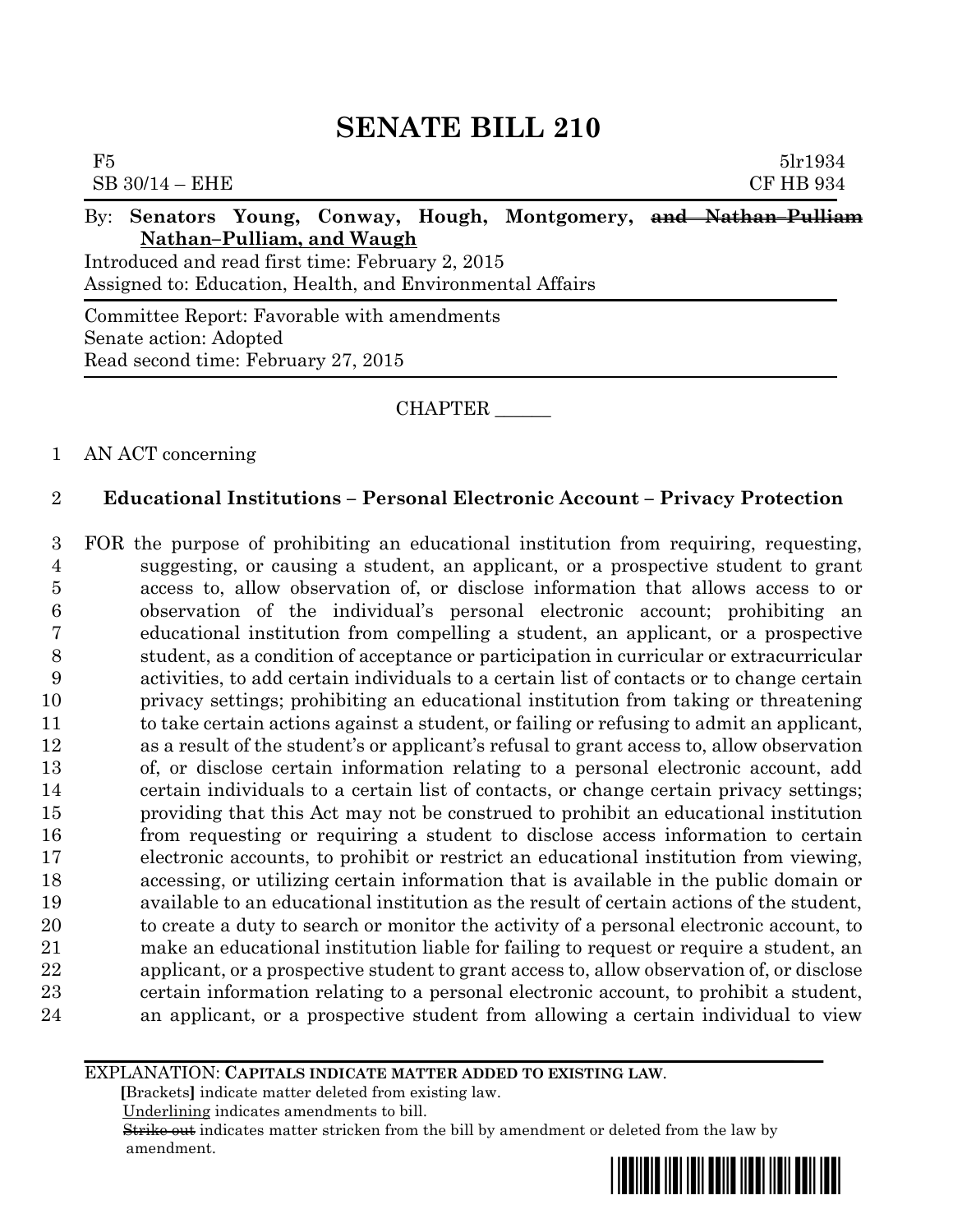# SENATE BILL 210

F5 5lr1934
SB 30/14 – EHE CF HB 934

By: **Senators Young, Conway, Hough, Montgomery, ~~and Nathan–Pulliam~~ Nathan–Pulliam, and Waugh**

Introduced and read first time: February 2, 2015
Assigned to: Education, Health, and Environmental Affairs

Committee Report: Favorable with amendments
Senate action: Adopted
Read second time: February 27, 2015

CHAPTER ______

1 AN ACT concerning

2 **Educational Institutions – Personal Electronic Account – Privacy Protection**

3 FOR the purpose of prohibiting an educational institution from requiring, requesting,
4 suggesting, or causing a student, an applicant, or a prospective student to grant
5 access to, allow observation of, or disclose information that allows access to or
6 observation of the individual's personal electronic account; prohibiting an
7 educational institution from compelling a student, an applicant, or a prospective
8 student, as a condition of acceptance or participation in curricular or extracurricular
9 activities, to add certain individuals to a certain list of contacts or to change certain
10 privacy settings; prohibiting an educational institution from taking or threatening
11 to take certain actions against a student, or failing or refusing to admit an applicant,
12 as a result of the student's or applicant's refusal to grant access to, allow observation
13 of, or disclose certain information relating to a personal electronic account, add
14 certain individuals to a certain list of contacts, or change certain privacy settings;
15 providing that this Act may not be construed to prohibit an educational institution
16 from requesting or requiring a student to disclose access information to certain
17 electronic accounts, to prohibit or restrict an educational institution from viewing,
18 accessing, or utilizing certain information that is available in the public domain or
19 available to an educational institution as the result of certain actions of the student,
20 to create a duty to search or monitor the activity of a personal electronic account, to
21 make an educational institution liable for failing to request or require a student, an
22 applicant, or a prospective student to grant access to, allow observation of, or disclose
23 certain information relating to a personal electronic account, to prohibit a student,
24 an applicant, or a prospective student from allowing a certain individual to view

---

EXPLANATION: **CAPITALS INDICATE MATTER ADDED TO EXISTING LAW.**
**[**Brackets**]** indicate matter deleted from existing law.
Underlining indicates amendments to bill.
~~Strike out~~ indicates matter stricken from the bill by amendment or deleted from the law by amendment.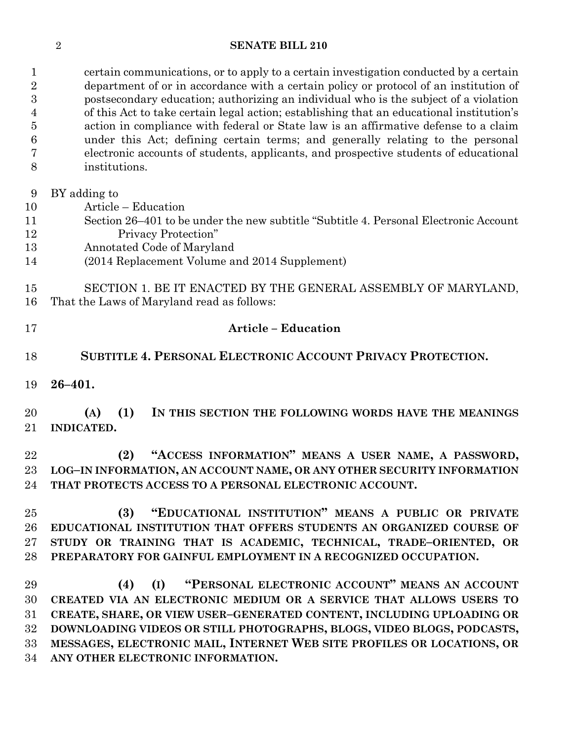certain communications, or to apply to a certain investigation conducted by a certain department of or in accordance with a certain policy or protocol of an institution of postsecondary education; authorizing an individual who is the subject of a violation of this Act to take certain legal action; establishing that an educational institution's action in compliance with federal or State law is an affirmative defense to a claim under this Act; defining certain terms; and generally relating to the personal electronic accounts of students, applicants, and prospective students of educational institutions.

BY adding to
Article – Education
Section 26–401 to be under the new subtitle "Subtitle 4. Personal Electronic Account Privacy Protection"
Annotated Code of Maryland
(2014 Replacement Volume and 2014 Supplement)

SECTION 1. BE IT ENACTED BY THE GENERAL ASSEMBLY OF MARYLAND, That the Laws of Maryland read as follows:

**Article – Education**

**SUBTITLE 4. PERSONAL ELECTRONIC ACCOUNT PRIVACY PROTECTION.**

**26–401.**

**(A) (1) IN THIS SECTION THE FOLLOWING WORDS HAVE THE MEANINGS INDICATED.**

**(2) "ACCESS INFORMATION" MEANS A USER NAME, A PASSWORD, LOG–IN INFORMATION, AN ACCOUNT NAME, OR ANY OTHER SECURITY INFORMATION THAT PROTECTS ACCESS TO A PERSONAL ELECTRONIC ACCOUNT.**

**(3) "EDUCATIONAL INSTITUTION" MEANS A PUBLIC OR PRIVATE EDUCATIONAL INSTITUTION THAT OFFERS STUDENTS AN ORGANIZED COURSE OF STUDY OR TRAINING THAT IS ACADEMIC, TECHNICAL, TRADE–ORIENTED, OR PREPARATORY FOR GAINFUL EMPLOYMENT IN A RECOGNIZED OCCUPATION.**

**(4) (I) "PERSONAL ELECTRONIC ACCOUNT" MEANS AN ACCOUNT CREATED VIA AN ELECTRONIC MEDIUM OR A SERVICE THAT ALLOWS USERS TO CREATE, SHARE, OR VIEW USER–GENERATED CONTENT, INCLUDING UPLOADING OR DOWNLOADING VIDEOS OR STILL PHOTOGRAPHS, BLOGS, VIDEO BLOGS, PODCASTS, MESSAGES, ELECTRONIC MAIL, INTERNET WEB SITE PROFILES OR LOCATIONS, OR ANY OTHER ELECTRONIC INFORMATION.**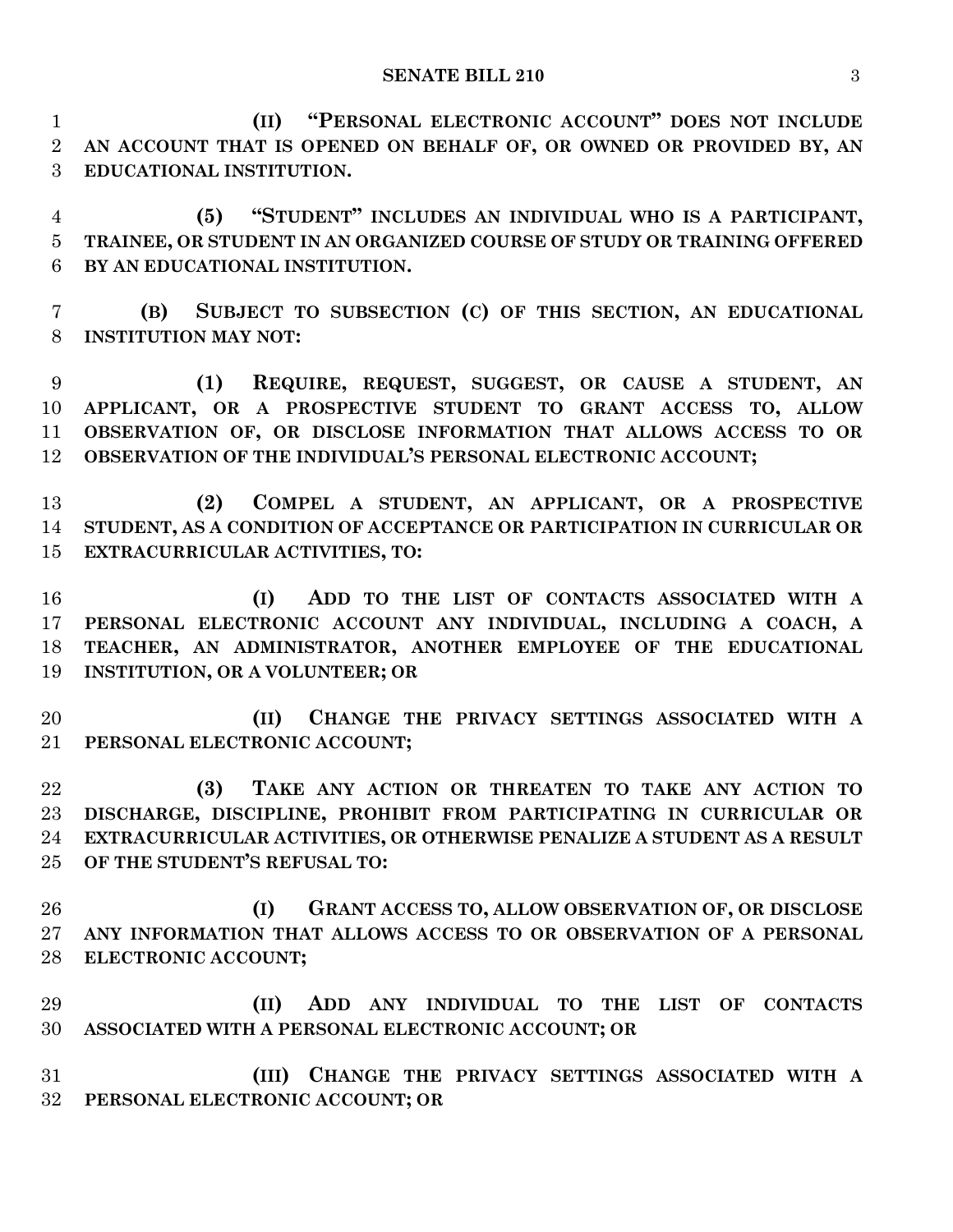**(II) "PERSONAL ELECTRONIC ACCOUNT" DOES NOT INCLUDE AN ACCOUNT THAT IS OPENED ON BEHALF OF, OR OWNED OR PROVIDED BY, AN EDUCATIONAL INSTITUTION.**

**(5) "STUDENT" INCLUDES AN INDIVIDUAL WHO IS A PARTICIPANT, TRAINEE, OR STUDENT IN AN ORGANIZED COURSE OF STUDY OR TRAINING OFFERED BY AN EDUCATIONAL INSTITUTION.**

**(B) SUBJECT TO SUBSECTION (C) OF THIS SECTION, AN EDUCATIONAL INSTITUTION MAY NOT:**

**(1) REQUIRE, REQUEST, SUGGEST, OR CAUSE A STUDENT, AN APPLICANT, OR A PROSPECTIVE STUDENT TO GRANT ACCESS TO, ALLOW OBSERVATION OF, OR DISCLOSE INFORMATION THAT ALLOWS ACCESS TO OR OBSERVATION OF THE INDIVIDUAL'S PERSONAL ELECTRONIC ACCOUNT;**

**(2) COMPEL A STUDENT, AN APPLICANT, OR A PROSPECTIVE STUDENT, AS A CONDITION OF ACCEPTANCE OR PARTICIPATION IN CURRICULAR OR EXTRACURRICULAR ACTIVITIES, TO:**

**(I) ADD TO THE LIST OF CONTACTS ASSOCIATED WITH A PERSONAL ELECTRONIC ACCOUNT ANY INDIVIDUAL, INCLUDING A COACH, A TEACHER, AN ADMINISTRATOR, ANOTHER EMPLOYEE OF THE EDUCATIONAL INSTITUTION, OR A VOLUNTEER; OR**

**(II) CHANGE THE PRIVACY SETTINGS ASSOCIATED WITH A PERSONAL ELECTRONIC ACCOUNT;**

**(3) TAKE ANY ACTION OR THREATEN TO TAKE ANY ACTION TO DISCHARGE, DISCIPLINE, PROHIBIT FROM PARTICIPATING IN CURRICULAR OR EXTRACURRICULAR ACTIVITIES, OR OTHERWISE PENALIZE A STUDENT AS A RESULT OF THE STUDENT'S REFUSAL TO:**

**(I) GRANT ACCESS TO, ALLOW OBSERVATION OF, OR DISCLOSE ANY INFORMATION THAT ALLOWS ACCESS TO OR OBSERVATION OF A PERSONAL ELECTRONIC ACCOUNT;**

**(II) ADD ANY INDIVIDUAL TO THE LIST OF CONTACTS ASSOCIATED WITH A PERSONAL ELECTRONIC ACCOUNT; OR**

**(III) CHANGE THE PRIVACY SETTINGS ASSOCIATED WITH A PERSONAL ELECTRONIC ACCOUNT; OR**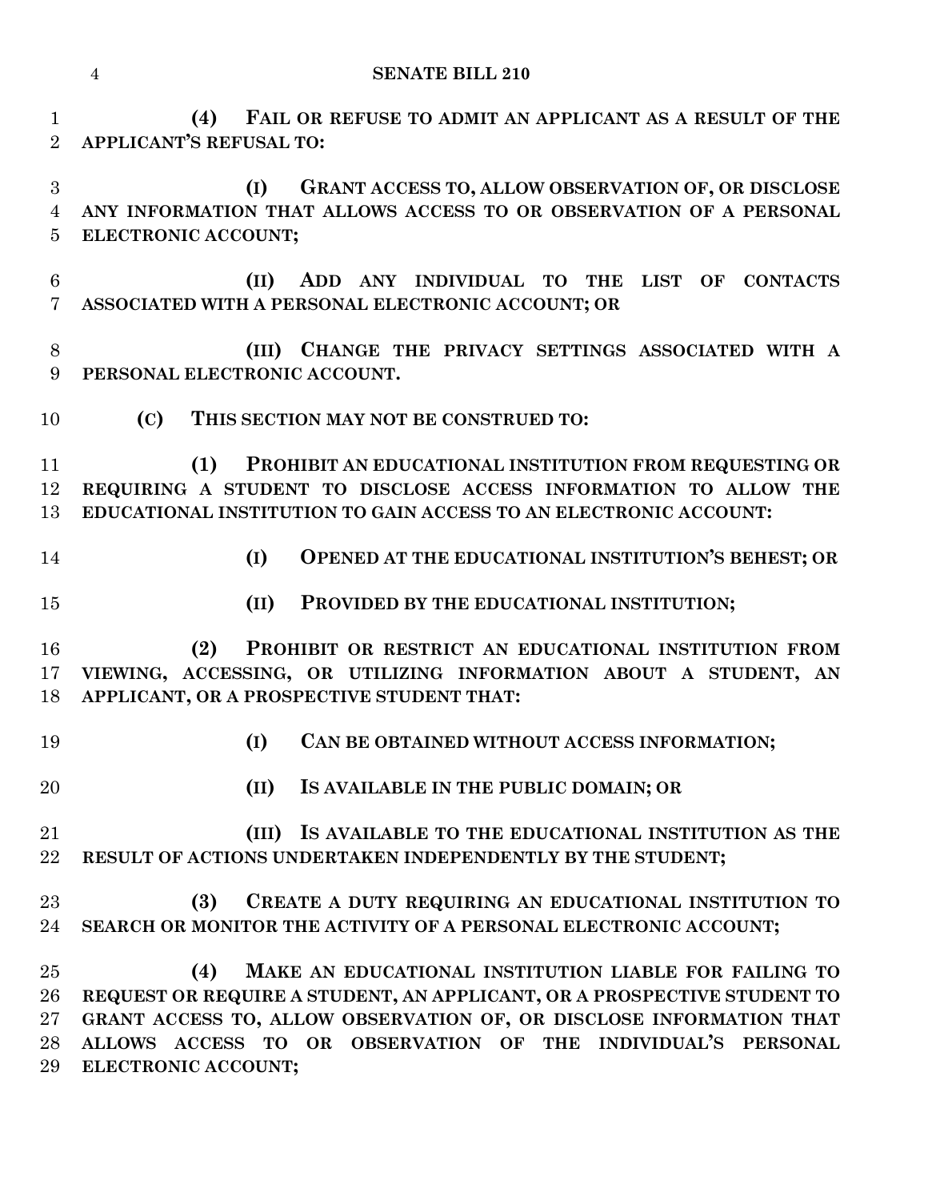**(4) FAIL OR REFUSE TO ADMIT AN APPLICANT AS A RESULT OF THE APPLICANT'S REFUSAL TO:**

**(I) GRANT ACCESS TO, ALLOW OBSERVATION OF, OR DISCLOSE ANY INFORMATION THAT ALLOWS ACCESS TO OR OBSERVATION OF A PERSONAL ELECTRONIC ACCOUNT;**

**(II) ADD ANY INDIVIDUAL TO THE LIST OF CONTACTS ASSOCIATED WITH A PERSONAL ELECTRONIC ACCOUNT; OR**

**(III) CHANGE THE PRIVACY SETTINGS ASSOCIATED WITH A PERSONAL ELECTRONIC ACCOUNT.**

**(C) THIS SECTION MAY NOT BE CONSTRUED TO:**

**(1) PROHIBIT AN EDUCATIONAL INSTITUTION FROM REQUESTING OR REQUIRING A STUDENT TO DISCLOSE ACCESS INFORMATION TO ALLOW THE EDUCATIONAL INSTITUTION TO GAIN ACCESS TO AN ELECTRONIC ACCOUNT:**

**(I) OPENED AT THE EDUCATIONAL INSTITUTION'S BEHEST; OR**

**(II) PROVIDED BY THE EDUCATIONAL INSTITUTION;**

**(2) PROHIBIT OR RESTRICT AN EDUCATIONAL INSTITUTION FROM VIEWING, ACCESSING, OR UTILIZING INFORMATION ABOUT A STUDENT, AN APPLICANT, OR A PROSPECTIVE STUDENT THAT:**

**(I) CAN BE OBTAINED WITHOUT ACCESS INFORMATION;**

**(II) IS AVAILABLE IN THE PUBLIC DOMAIN; OR**

**(III) IS AVAILABLE TO THE EDUCATIONAL INSTITUTION AS THE RESULT OF ACTIONS UNDERTAKEN INDEPENDENTLY BY THE STUDENT;**

**(3) CREATE A DUTY REQUIRING AN EDUCATIONAL INSTITUTION TO SEARCH OR MONITOR THE ACTIVITY OF A PERSONAL ELECTRONIC ACCOUNT;**

**(4) MAKE AN EDUCATIONAL INSTITUTION LIABLE FOR FAILING TO REQUEST OR REQUIRE A STUDENT, AN APPLICANT, OR A PROSPECTIVE STUDENT TO GRANT ACCESS TO, ALLOW OBSERVATION OF, OR DISCLOSE INFORMATION THAT ALLOWS ACCESS TO OR OBSERVATION OF THE INDIVIDUAL'S PERSONAL ELECTRONIC ACCOUNT;**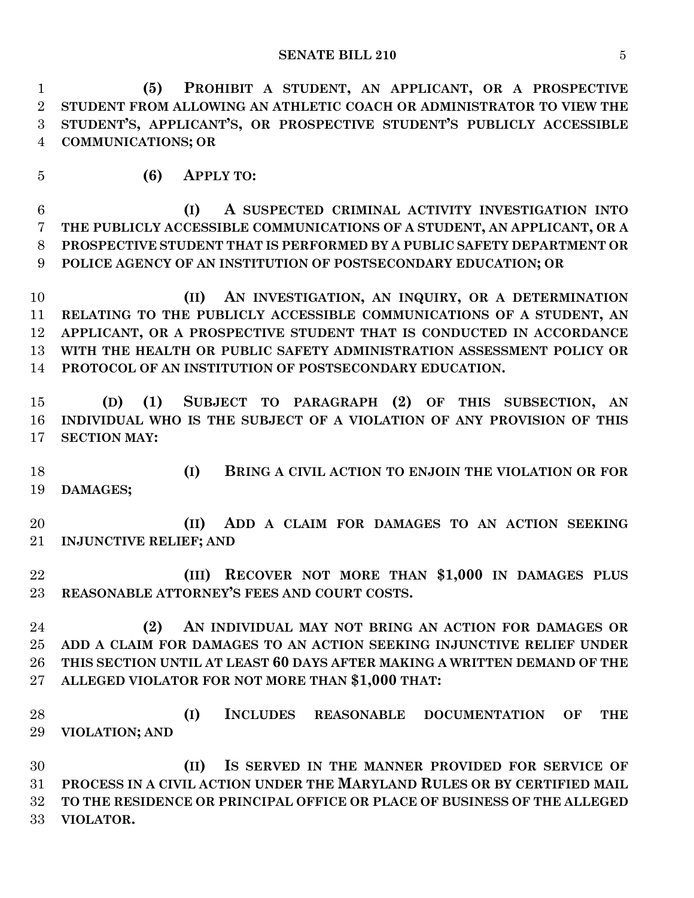**(5) PROHIBIT A STUDENT, AN APPLICANT, OR A PROSPECTIVE STUDENT FROM ALLOWING AN ATHLETIC COACH OR ADMINISTRATOR TO VIEW THE STUDENT'S, APPLICANT'S, OR PROSPECTIVE STUDENT'S PUBLICLY ACCESSIBLE COMMUNICATIONS; OR**

**(6) APPLY TO:**

**(I) A SUSPECTED CRIMINAL ACTIVITY INVESTIGATION INTO THE PUBLICLY ACCESSIBLE COMMUNICATIONS OF A STUDENT, AN APPLICANT, OR A PROSPECTIVE STUDENT THAT IS PERFORMED BY A PUBLIC SAFETY DEPARTMENT OR POLICE AGENCY OF AN INSTITUTION OF POSTSECONDARY EDUCATION; OR**

**(II) AN INVESTIGATION, AN INQUIRY, OR A DETERMINATION RELATING TO THE PUBLICLY ACCESSIBLE COMMUNICATIONS OF A STUDENT, AN APPLICANT, OR A PROSPECTIVE STUDENT THAT IS CONDUCTED IN ACCORDANCE WITH THE HEALTH OR PUBLIC SAFETY ADMINISTRATION ASSESSMENT POLICY OR PROTOCOL OF AN INSTITUTION OF POSTSECONDARY EDUCATION.**

**(D) (1) SUBJECT TO PARAGRAPH (2) OF THIS SUBSECTION, AN INDIVIDUAL WHO IS THE SUBJECT OF A VIOLATION OF ANY PROVISION OF THIS SECTION MAY:**

**(I) BRING A CIVIL ACTION TO ENJOIN THE VIOLATION OR FOR DAMAGES;**

**(II) ADD A CLAIM FOR DAMAGES TO AN ACTION SEEKING INJUNCTIVE RELIEF; AND**

**(III) RECOVER NOT MORE THAN $1,000 IN DAMAGES PLUS REASONABLE ATTORNEY'S FEES AND COURT COSTS.**

**(2) AN INDIVIDUAL MAY NOT BRING AN ACTION FOR DAMAGES OR ADD A CLAIM FOR DAMAGES TO AN ACTION SEEKING INJUNCTIVE RELIEF UNDER THIS SECTION UNTIL AT LEAST 60 DAYS AFTER MAKING A WRITTEN DEMAND OF THE ALLEGED VIOLATOR FOR NOT MORE THAN $1,000 THAT:**

**(I) INCLUDES REASONABLE DOCUMENTATION OF THE VIOLATION; AND**

**(II) IS SERVED IN THE MANNER PROVIDED FOR SERVICE OF PROCESS IN A CIVIL ACTION UNDER THE MARYLAND RULES OR BY CERTIFIED MAIL TO THE RESIDENCE OR PRINCIPAL OFFICE OR PLACE OF BUSINESS OF THE ALLEGED VIOLATOR.**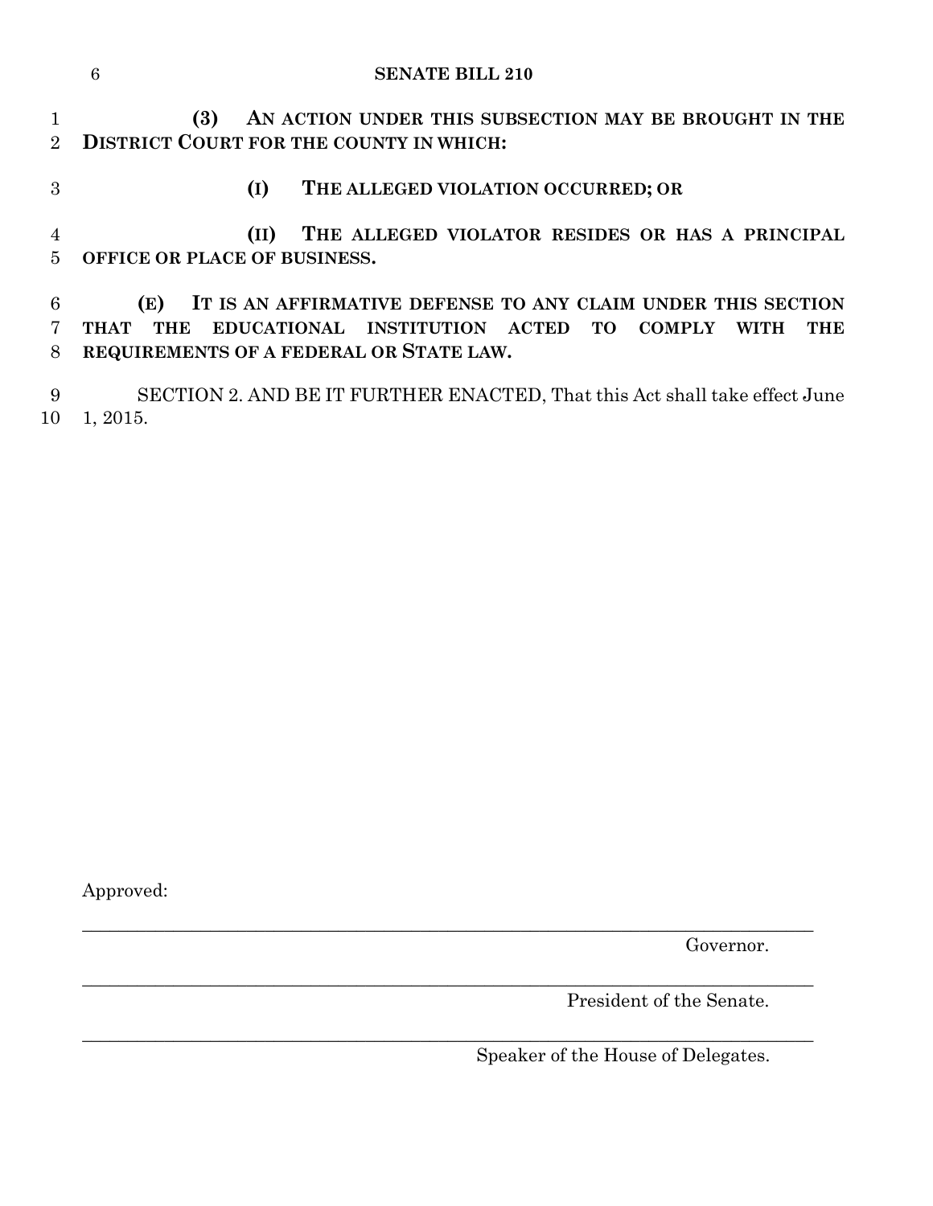**(3) AN ACTION UNDER THIS SUBSECTION MAY BE BROUGHT IN THE DISTRICT COURT FOR THE COUNTY IN WHICH:**

**(I) THE ALLEGED VIOLATION OCCURRED; OR**

**(II) THE ALLEGED VIOLATOR RESIDES OR HAS A PRINCIPAL OFFICE OR PLACE OF BUSINESS.**

**(E) IT IS AN AFFIRMATIVE DEFENSE TO ANY CLAIM UNDER THIS SECTION THAT THE EDUCATIONAL INSTITUTION ACTED TO COMPLY WITH THE REQUIREMENTS OF A FEDERAL OR STATE LAW.**

SECTION 2. AND BE IT FURTHER ENACTED, That this Act shall take effect June 1, 2015.

Approved:

\_\_\_\_\_\_\_\_\_\_\_\_\_\_\_\_\_\_\_\_\_\_\_\_\_\_\_\_\_\_\_\_\_\_\_\_\_\_\_\_\_\_\_\_\_\_\_\_\_\_\_\_\_\_\_\_\_\_\_\_\_\_\_\_\_\_\_\_\_\_\_\_\_\_\_\_
Governor.

\_\_\_\_\_\_\_\_\_\_\_\_\_\_\_\_\_\_\_\_\_\_\_\_\_\_\_\_\_\_\_\_\_\_\_\_\_\_\_\_\_\_\_\_\_\_\_\_\_\_\_\_\_\_\_\_\_\_\_\_\_\_\_\_\_\_\_\_\_\_\_\_\_\_\_\_
President of the Senate.

\_\_\_\_\_\_\_\_\_\_\_\_\_\_\_\_\_\_\_\_\_\_\_\_\_\_\_\_\_\_\_\_\_\_\_\_\_\_\_\_\_\_\_\_\_\_\_\_\_\_\_\_\_\_\_\_\_\_\_\_\_\_\_\_\_\_\_\_\_\_\_\_\_\_\_\_
Speaker of the House of Delegates.